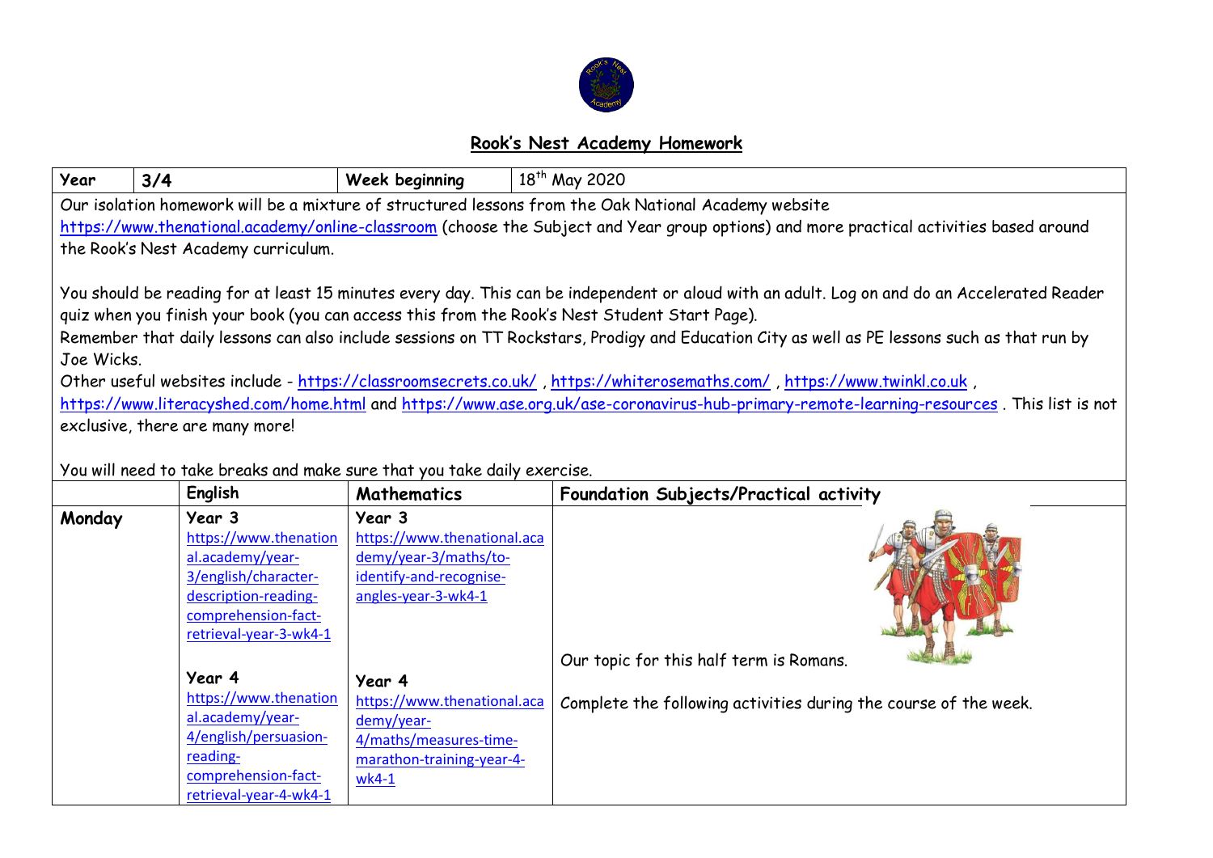## Rook's Nest Academy Homework

| Year | 3/4 | Week beginning | 18th May 2020 |
|---|---|---|---|

Our isolation homework will be a mixture of structured lessons from the Oak National Academy website https://www.thenational.academy/online-classroom (choose the Subject and Year group options) and more practical activities based around the Rook's Nest Academy curriculum.

You should be reading for at least 15 minutes every day. This can be independent or aloud with an adult. Log on and do an Accelerated Reader quiz when you finish your book (you can access this from the Rook's Nest Student Start Page).

Remember that daily lessons can also include sessions on TT Rockstars, Prodigy and Education City as well as PE lessons such as that run by Joe Wicks.

Other useful websites include - https://classroomsecrets.co.uk/ , https://whiterosemaths.com/ , https://www.twinkl.co.uk , https://www.literacyshed.com/home.html and https://www.ase.org.uk/ase-coronavirus-hub-primary-remote-learning-resources . This list is not exclusive, there are many more!

You will need to take breaks and make sure that you take daily exercise.

| | English | Mathematics | Foundation Subjects/Practical activity |
|---|---|---|---|
| **Monday** | **Year 3** https://www.thenational.academy/year-3/english/character-description-reading-comprehension-fact-retrieval-year-3-wk4-1<br><br>**Year 4** https://www.thenational.academy/year-4/english/persuasion-reading-comprehension-fact-retrieval-year-4-wk4-1 | **Year 3** https://www.thenational.academy/year-3/maths/to-identify-and-recognise-angles-year-3-wk4-1<br><br>**Year 4** https://www.thenational.academy/year-4/maths/measures-time-marathon-training-year-4-wk4-1 | Our topic for this half term is Romans.<br><br>Complete the following activities during the course of the week. |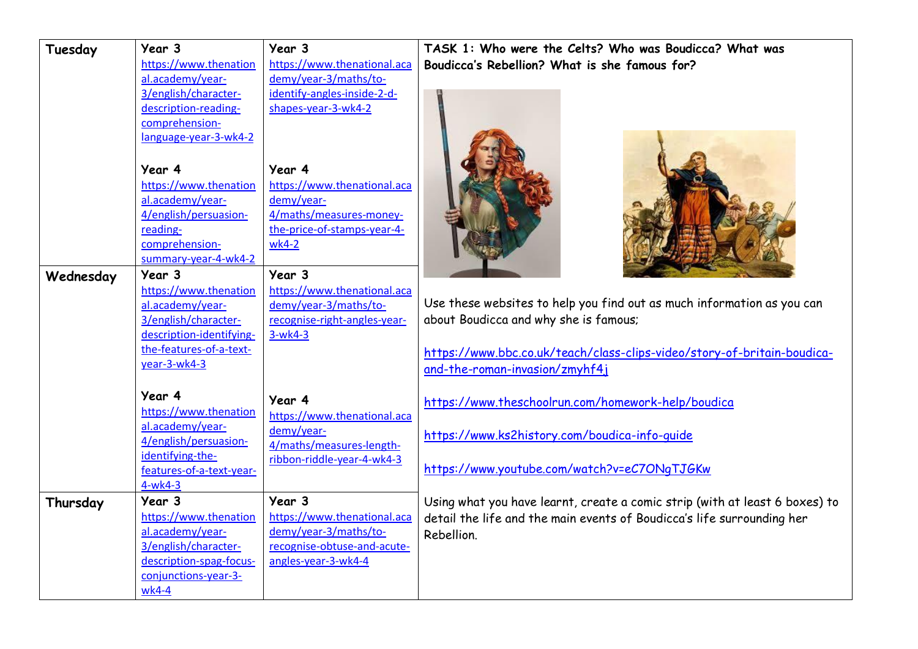| | | | |
|---|---|---|---|
| **Tuesday** | **Year 3** https://www.thenational.academy/year-3/english/character-description-reading-comprehension-language-year-3-wk4-2 **Year 4** https://www.thenational.academy/year-4/english/persuasion-reading-comprehension-summary-year-4-wk4-2 | **Year 3** https://www.thenational.academy/year-3/maths/to-identify-angles-inside-2-d-shapes-year-3-wk4-2 **Year 4** https://www.thenational.academy/year-4/maths/measures-money-the-price-of-stamps-year-4-wk4-2 | **TASK 1: Who were the Celts? Who was Boudicca? What was Boudicca's Rebellion? What is she famous for?** Use these websites to help you find out as much information as you can about Boudicca and why she is famous; https://www.bbc.co.uk/teach/class-clips-video/story-of-britain-boudica-and-the-roman-invasion/zmyhf4j https://www.theschoolrun.com/homework-help/boudica https://www.ks2history.com/boudica-info-guide https://www.youtube.com/watch?v=eC7ONgTJGKw Using what you have learnt, create a comic strip (with at least 6 boxes) to detail the life and the main events of Boudicca's life surrounding her Rebellion. |
| **Wednesday** | **Year 3** https://www.thenational.academy/year-3/english/character-description-identifying-the-features-of-a-text-year-3-wk4-3 **Year 4** https://www.thenational.academy/year-4/english/persuasion-identifying-the-features-of-a-text-year-4-wk4-3 | **Year 3** https://www.thenational.academy/year-3/maths/to-recognise-right-angles-year-3-wk4-3 **Year 4** https://www.thenational.academy/year-4/maths/measures-length-ribbon-riddle-year-4-wk4-3 | |
| **Thursday** | **Year 3** https://www.thenational.academy/year-3/english/character-description-spag-focus-conjunctions-year-3-wk4-4 | **Year 3** https://www.thenational.academy/year-3/maths/to-recognise-obtuse-and-acute-angles-year-3-wk4-4 | |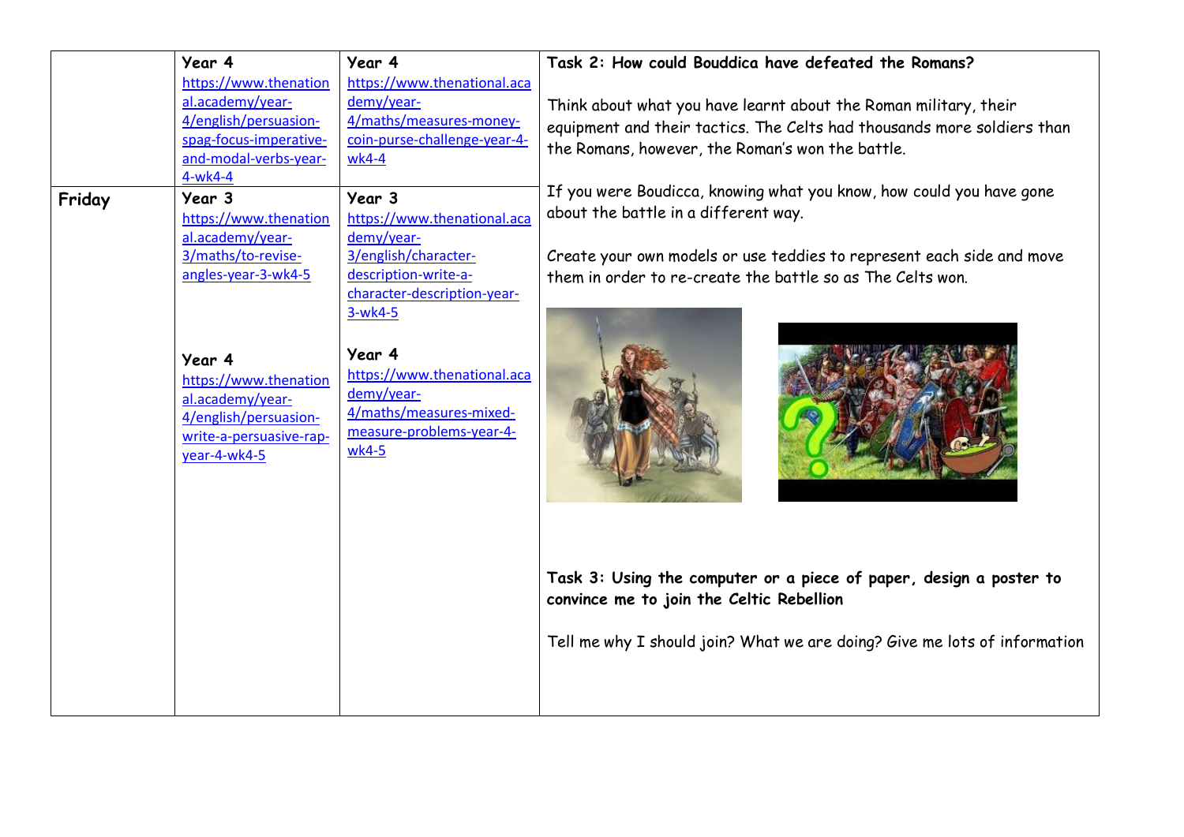| | | | |
|---|---|---|---|
| | **Year 4** https://www.thenational.academy/year-4/english/persuasion-spag-focus-imperative-and-modal-verbs-year-4-wk4-4 | **Year 4** https://www.thenational.academy/year-4/maths/measures-money-coin-purse-challenge-year-4-wk4-4 | **Task 2: How could Bouddica have defeated the Romans?**<br><br>Think about what you have learnt about the Roman military, their equipment and their tactics. The Celts had thousands more soldiers than the Romans, however, the Roman's won the battle.<br><br>If you were Boudicca, knowing what you know, how could you have gone about the battle in a different way.<br><br>Create your own models or use teddies to represent each side and move them in order to re-create the battle so as The Celts won.<br><br>**Task 3: Using the computer or a piece of paper, design a poster to convince me to join the Celtic Rebellion**<br><br>Tell me why I should join? What we are doing? Give me lots of information |
| **Friday** | **Year 3** https://www.thenational.academy/year-3/maths/to-revise-angles-year-3-wk4-5<br><br>**Year 4** https://www.thenational.academy/year-4/english/persuasion-write-a-persuasive-rap-year-4-wk4-5 | **Year 3** https://www.thenational.academy/year-3/english/character-description-write-a-character-description-year-3-wk4-5<br><br>**Year 4** https://www.thenational.academy/year-4/maths/measures-mixed-measure-problems-year-4-wk4-5 | |